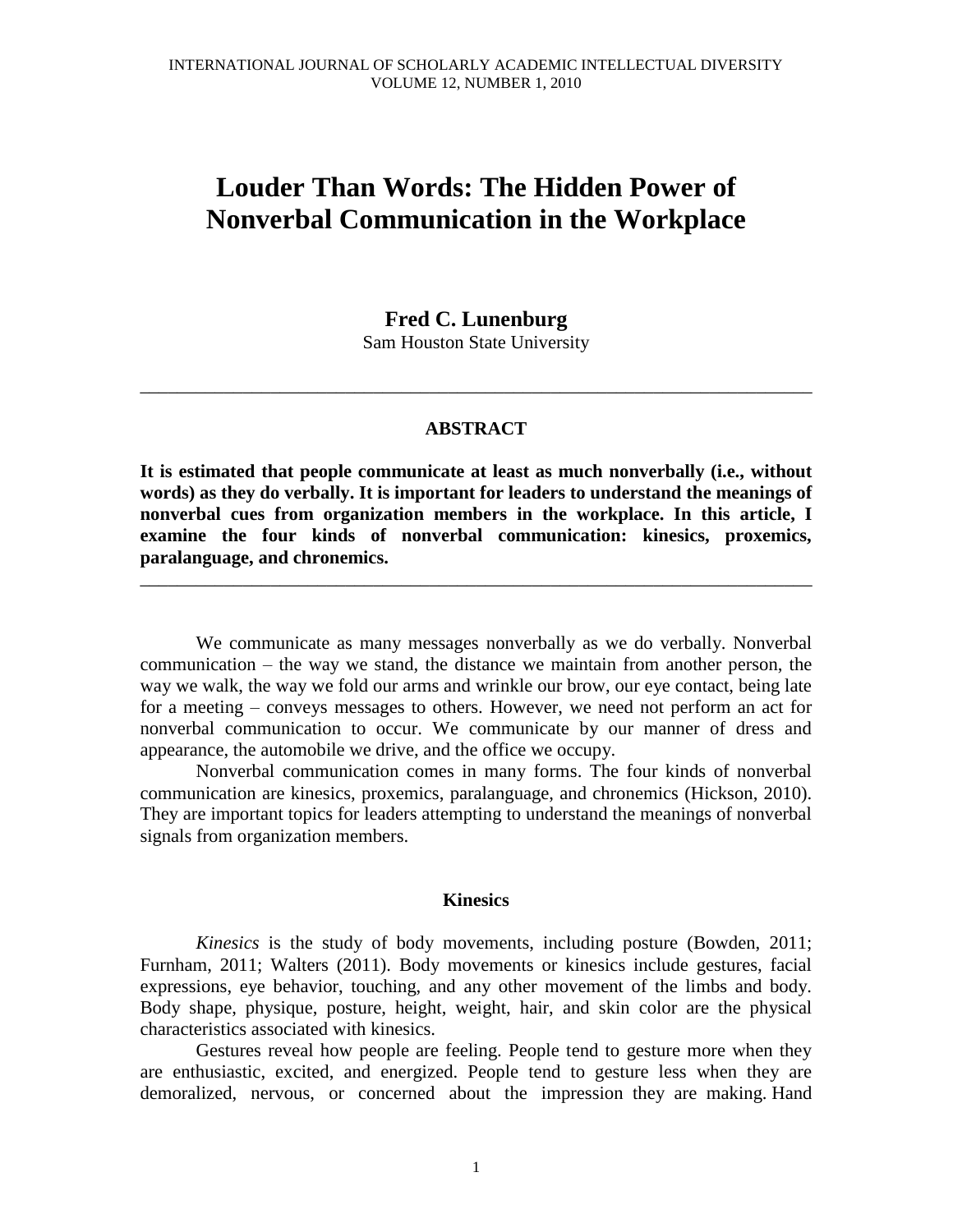# Louder Than Words: The Hidden Power of Nonverbal Communication in the Workplace

**Fred C. Lunenburg**
Sam Houston State University

---

### ABSTRACT

**It is estimated that people communicate at least as much nonverbally (i.e., without words) as they do verbally. It is important for leaders to understand the meanings of nonverbal cues from organization members in the workplace. In this article, I examine the four kinds of nonverbal communication: kinesics, proxemics, paralanguage, and chronemics.**

---

We communicate as many messages nonverbally as we do verbally. Nonverbal communication – the way we stand, the distance we maintain from another person, the way we walk, the way we fold our arms and wrinkle our brow, our eye contact, being late for a meeting – conveys messages to others. However, we need not perform an act for nonverbal communication to occur. We communicate by our manner of dress and appearance, the automobile we drive, and the office we occupy.

Nonverbal communication comes in many forms. The four kinds of nonverbal communication are kinesics, proxemics, paralanguage, and chronemics (Hickson, 2010). They are important topics for leaders attempting to understand the meanings of nonverbal signals from organization members.

## Kinesics

*Kinesics* is the study of body movements, including posture (Bowden, 2011; Furnham, 2011; Walters (2011). Body movements or kinesics include gestures, facial expressions, eye behavior, touching, and any other movement of the limbs and body. Body shape, physique, posture, height, weight, hair, and skin color are the physical characteristics associated with kinesics.

Gestures reveal how people are feeling. People tend to gesture more when they are enthusiastic, excited, and energized. People tend to gesture less when they are demoralized, nervous, or concerned about the impression they are making. Hand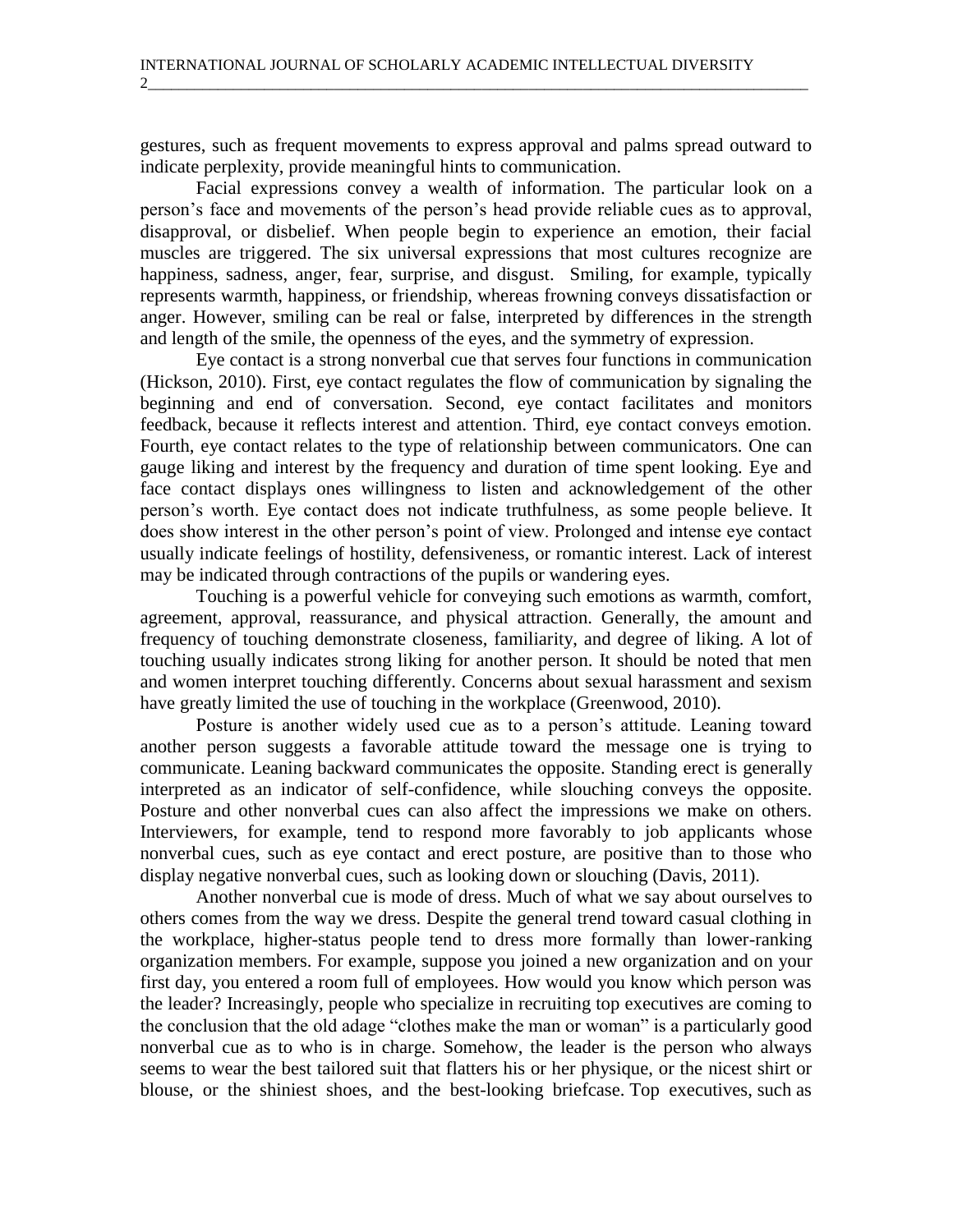gestures, such as frequent movements to express approval and palms spread outward to indicate perplexity, provide meaningful hints to communication.

Facial expressions convey a wealth of information. The particular look on a person's face and movements of the person's head provide reliable cues as to approval, disapproval, or disbelief. When people begin to experience an emotion, their facial muscles are triggered. The six universal expressions that most cultures recognize are happiness, sadness, anger, fear, surprise, and disgust. Smiling, for example, typically represents warmth, happiness, or friendship, whereas frowning conveys dissatisfaction or anger. However, smiling can be real or false, interpreted by differences in the strength and length of the smile, the openness of the eyes, and the symmetry of expression.

Eye contact is a strong nonverbal cue that serves four functions in communication (Hickson, 2010). First, eye contact regulates the flow of communication by signaling the beginning and end of conversation. Second, eye contact facilitates and monitors feedback, because it reflects interest and attention. Third, eye contact conveys emotion. Fourth, eye contact relates to the type of relationship between communicators. One can gauge liking and interest by the frequency and duration of time spent looking. Eye and face contact displays ones willingness to listen and acknowledgement of the other person's worth. Eye contact does not indicate truthfulness, as some people believe. It does show interest in the other person's point of view. Prolonged and intense eye contact usually indicate feelings of hostility, defensiveness, or romantic interest. Lack of interest may be indicated through contractions of the pupils or wandering eyes.

Touching is a powerful vehicle for conveying such emotions as warmth, comfort, agreement, approval, reassurance, and physical attraction. Generally, the amount and frequency of touching demonstrate closeness, familiarity, and degree of liking. A lot of touching usually indicates strong liking for another person. It should be noted that men and women interpret touching differently. Concerns about sexual harassment and sexism have greatly limited the use of touching in the workplace (Greenwood, 2010).

Posture is another widely used cue as to a person's attitude. Leaning toward another person suggests a favorable attitude toward the message one is trying to communicate. Leaning backward communicates the opposite. Standing erect is generally interpreted as an indicator of self-confidence, while slouching conveys the opposite. Posture and other nonverbal cues can also affect the impressions we make on others. Interviewers, for example, tend to respond more favorably to job applicants whose nonverbal cues, such as eye contact and erect posture, are positive than to those who display negative nonverbal cues, such as looking down or slouching (Davis, 2011).

Another nonverbal cue is mode of dress. Much of what we say about ourselves to others comes from the way we dress. Despite the general trend toward casual clothing in the workplace, higher-status people tend to dress more formally than lower-ranking organization members. For example, suppose you joined a new organization and on your first day, you entered a room full of employees. How would you know which person was the leader? Increasingly, people who specialize in recruiting top executives are coming to the conclusion that the old adage "clothes make the man or woman" is a particularly good nonverbal cue as to who is in charge. Somehow, the leader is the person who always seems to wear the best tailored suit that flatters his or her physique, or the nicest shirt or blouse, or the shiniest shoes, and the best-looking briefcase. Top executives, such as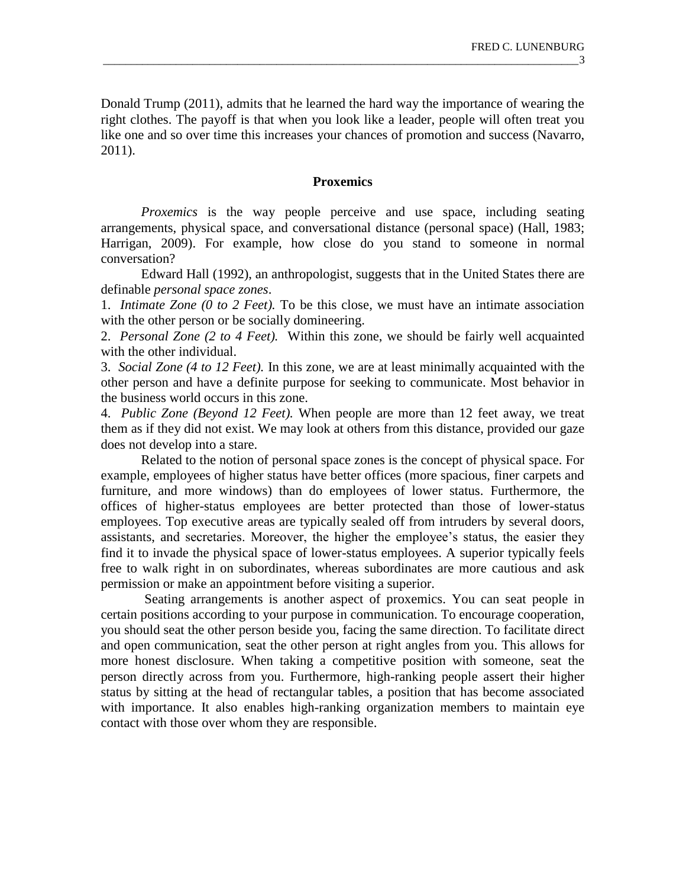Donald Trump (2011), admits that he learned the hard way the importance of wearing the right clothes. The payoff is that when you look like a leader, people will often treat you like one and so over time this increases your chances of promotion and success (Navarro, 2011).

## Proxemics

*Proxemics* is the way people perceive and use space, including seating arrangements, physical space, and conversational distance (personal space) (Hall, 1983; Harrigan, 2009). For example, how close do you stand to someone in normal conversation?

Edward Hall (1992), an anthropologist, suggests that in the United States there are definable *personal space zones*.

1. *Intimate Zone (0 to 2 Feet).* To be this close, we must have an intimate association with the other person or be socially domineering.
2. *Personal Zone (2 to 4 Feet).* Within this zone, we should be fairly well acquainted with the other individual.
3. *Social Zone (4 to 12 Feet).* In this zone, we are at least minimally acquainted with the other person and have a definite purpose for seeking to communicate. Most behavior in the business world occurs in this zone.
4. *Public Zone (Beyond 12 Feet).* When people are more than 12 feet away, we treat them as if they did not exist. We may look at others from this distance, provided our gaze does not develop into a stare.

Related to the notion of personal space zones is the concept of physical space. For example, employees of higher status have better offices (more spacious, finer carpets and furniture, and more windows) than do employees of lower status. Furthermore, the offices of higher-status employees are better protected than those of lower-status employees. Top executive areas are typically sealed off from intruders by several doors, assistants, and secretaries. Moreover, the higher the employee's status, the easier they find it to invade the physical space of lower-status employees. A superior typically feels free to walk right in on subordinates, whereas subordinates are more cautious and ask permission or make an appointment before visiting a superior.

Seating arrangements is another aspect of proxemics. You can seat people in certain positions according to your purpose in communication. To encourage cooperation, you should seat the other person beside you, facing the same direction. To facilitate direct and open communication, seat the other person at right angles from you. This allows for more honest disclosure. When taking a competitive position with someone, seat the person directly across from you. Furthermore, high-ranking people assert their higher status by sitting at the head of rectangular tables, a position that has become associated with importance. It also enables high-ranking organization members to maintain eye contact with those over whom they are responsible.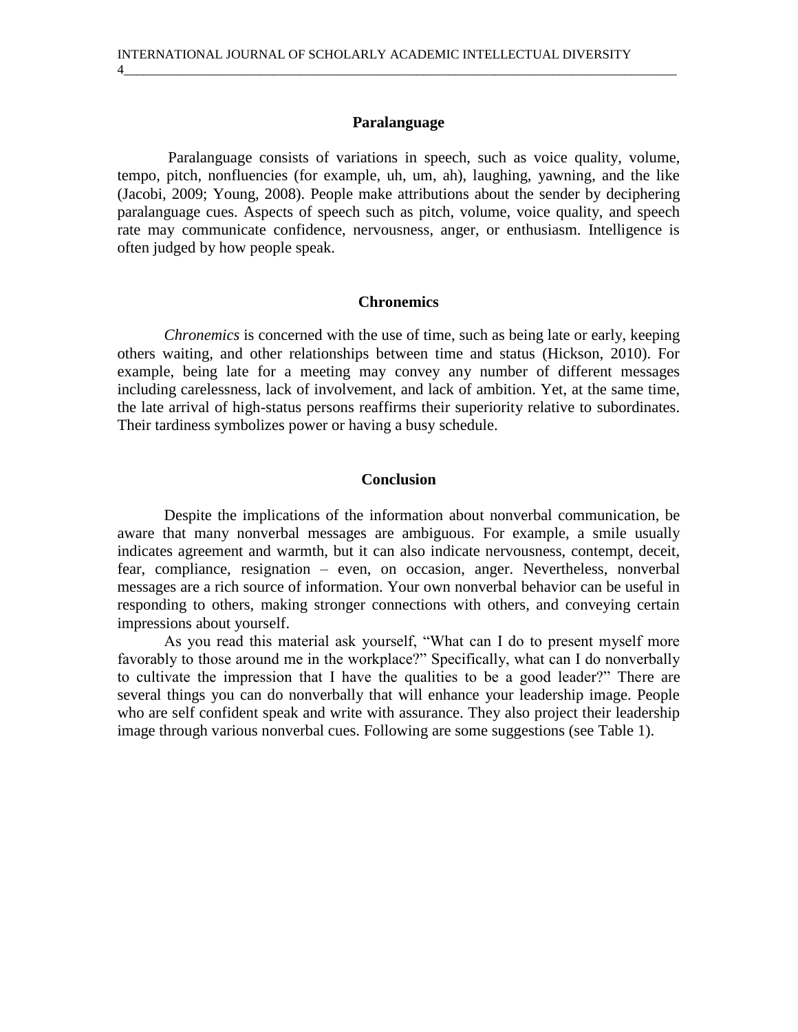## Paralanguage

Paralanguage consists of variations in speech, such as voice quality, volume, tempo, pitch, nonfluencies (for example, uh, um, ah), laughing, yawning, and the like (Jacobi, 2009; Young, 2008). People make attributions about the sender by deciphering paralanguage cues. Aspects of speech such as pitch, volume, voice quality, and speech rate may communicate confidence, nervousness, anger, or enthusiasm. Intelligence is often judged by how people speak.

## Chronemics

*Chronemics* is concerned with the use of time, such as being late or early, keeping others waiting, and other relationships between time and status (Hickson, 2010). For example, being late for a meeting may convey any number of different messages including carelessness, lack of involvement, and lack of ambition. Yet, at the same time, the late arrival of high-status persons reaffirms their superiority relative to subordinates. Their tardiness symbolizes power or having a busy schedule.

## Conclusion

Despite the implications of the information about nonverbal communication, be aware that many nonverbal messages are ambiguous. For example, a smile usually indicates agreement and warmth, but it can also indicate nervousness, contempt, deceit, fear, compliance, resignation – even, on occasion, anger. Nevertheless, nonverbal messages are a rich source of information. Your own nonverbal behavior can be useful in responding to others, making stronger connections with others, and conveying certain impressions about yourself.

As you read this material ask yourself, "What can I do to present myself more favorably to those around me in the workplace?" Specifically, what can I do nonverbally to cultivate the impression that I have the qualities to be a good leader?" There are several things you can do nonverbally that will enhance your leadership image. People who are self confident speak and write with assurance. They also project their leadership image through various nonverbal cues. Following are some suggestions (see Table 1).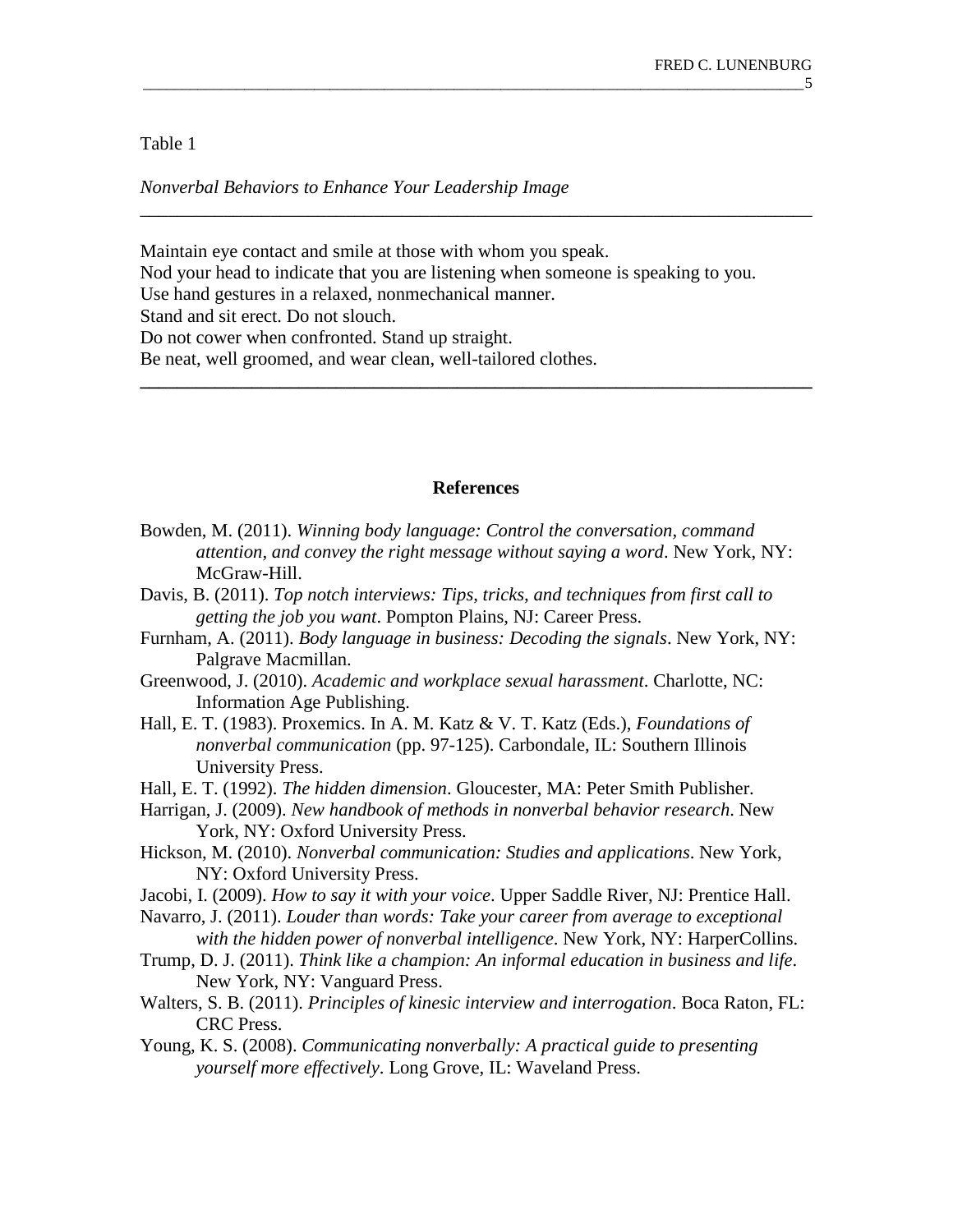Table 1

*Nonverbal Behaviors to Enhance Your Leadership Image*

| |
|---|
| Maintain eye contact and smile at those with whom you speak. |
| Nod your head to indicate that you are listening when someone is speaking to you. |
| Use hand gestures in a relaxed, nonmechanical manner. |
| Stand and sit erect. Do not slouch. |
| Do not cower when confronted. Stand up straight. |
| Be neat, well groomed, and wear clean, well-tailored clothes. |

## References

Bowden, M. (2011). *Winning body language: Control the conversation, command attention, and convey the right message without saying a word*. New York, NY: McGraw-Hill.

Davis, B. (2011). *Top notch interviews: Tips, tricks, and techniques from first call to getting the job you want*. Pompton Plains, NJ: Career Press.

Furnham, A. (2011). *Body language in business: Decoding the signals*. New York, NY: Palgrave Macmillan.

Greenwood, J. (2010). *Academic and workplace sexual harassment*. Charlotte, NC: Information Age Publishing.

Hall, E. T. (1983). Proxemics. In A. M. Katz & V. T. Katz (Eds.), *Foundations of nonverbal communication* (pp. 97-125). Carbondale, IL: Southern Illinois University Press.

Hall, E. T. (1992). *The hidden dimension*. Gloucester, MA: Peter Smith Publisher.

Harrigan, J. (2009). *New handbook of methods in nonverbal behavior research*. New York, NY: Oxford University Press.

Hickson, M. (2010). *Nonverbal communication: Studies and applications*. New York, NY: Oxford University Press.

Jacobi, I. (2009). *How to say it with your voice*. Upper Saddle River, NJ: Prentice Hall.

Navarro, J. (2011). *Louder than words: Take your career from average to exceptional with the hidden power of nonverbal intelligence*. New York, NY: HarperCollins.

Trump, D. J. (2011). *Think like a champion: An informal education in business and life*. New York, NY: Vanguard Press.

Walters, S. B. (2011). *Principles of kinesic interview and interrogation*. Boca Raton, FL: CRC Press.

Young, K. S. (2008). *Communicating nonverbally: A practical guide to presenting yourself more effectively*. Long Grove, IL: Waveland Press.